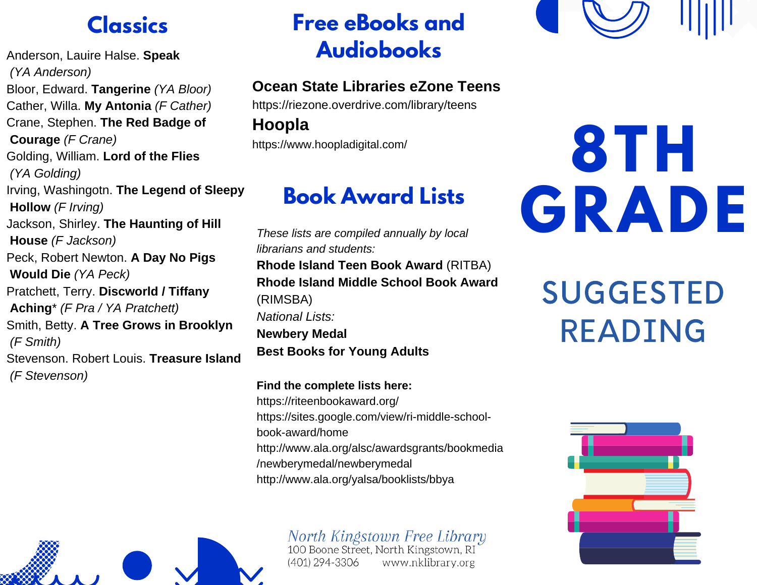# 8TH GRADE

## SUGGESTED READING

## Classics

Anderson, Lauire Halse. **Speak** *(YA Anderson)*

Bloor, Edward. **Tangerine** *(YA Bloor)*

Cather, Willa. **My Antonia** *(F Cather)*

Crane, Stephen. **The Red Badge of Courage** *(F Crane)*

Golding, William. **Lord of the Flies** *(YA Golding)*

Irving, Washingotn. **The Legend of Sleepy Hollow** *(F Irving)*

Jackson, Shirley. **The Haunting of Hill House** *(F Jackson)*

Peck, Robert Newton. **A Day No Pigs Would Die** *(YA Peck)*

Pratchett, Terry. **Discworld / Tiffany Aching*** *(F Pra / YA Pratchett)*

Smith, Betty. **A Tree Grows in Brooklyn** *(F Smith)*

Stevenson. Robert Louis. **Treasure Island** *(F Stevenson)*

## Free eBooks and Audiobooks

**Ocean State Libraries eZone Teens**
https://riezone.overdrive.com/library/teens

**Hoopla**
https://www.hoopladigital.com/

## Book Award Lists

*These lists are compiled annually by local librarians and students:*

**Rhode Island Teen Book Award** (RITBA)

**Rhode Island Middle School Book Award** (RIMSBA)

*National Lists:*

**Newbery Medal**

**Best Books for Young Adults**

**Find the complete lists here:**

https://riteenbookaward.org/

https://sites.google.com/view/ri-middle-school-book-award/home

http://www.ala.org/alsc/awardsgrants/bookmedia/newberymedal/newberymedal

http://www.ala.org/yalsa/booklists/bbya

*North Kingstown Free Library*
100 Boone Street, North Kingstown, RI
(401) 294-3306 www.nklibrary.org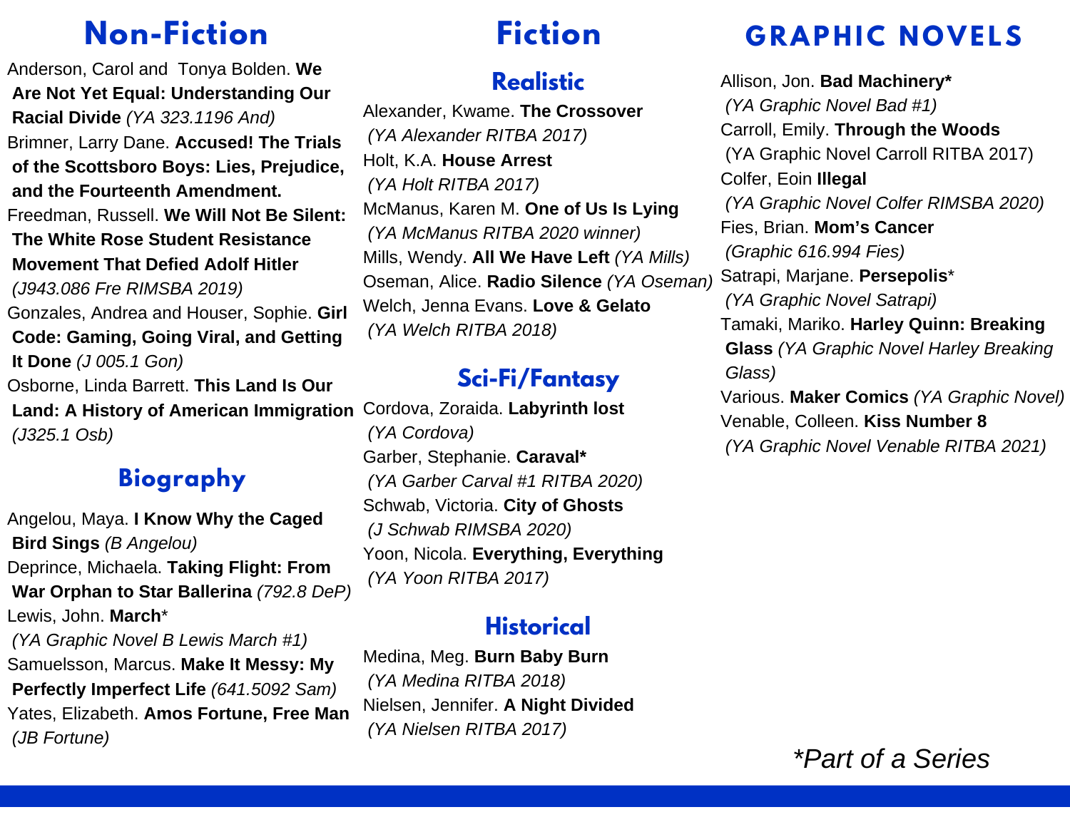# Non-Fiction

Anderson, Carol and Tonya Bolden. **We Are Not Yet Equal: Understanding Our Racial Divide** *(YA 323.1196 And)*

Brimner, Larry Dane. **Accused! The Trials of the Scottsboro Boys: Lies, Prejudice, and the Fourteenth Amendment.**

Freedman, Russell. **We Will Not Be Silent: The White Rose Student Resistance Movement That Defied Adolf Hitler** *(J943.086 Fre RIMSBA 2019)*

Gonzales, Andrea and Houser, Sophie. **Girl Code: Gaming, Going Viral, and Getting It Done** *(J 005.1 Gon)*

Osborne, Linda Barrett. **This Land Is Our Land: A History of American Immigration** *(J325.1 Osb)*

## Biography

Angelou, Maya. **I Know Why the Caged Bird Sings** *(B Angelou)*

Deprince, Michaela. **Taking Flight: From War Orphan to Star Ballerina** *(792.8 DeP)*

Lewis, John. **March***
*(YA Graphic Novel B Lewis March #1)*

Samuelsson, Marcus. **Make It Messy: My Perfectly Imperfect Life** *(641.5092 Sam)*

Yates, Elizabeth. **Amos Fortune, Free Man** *(JB Fortune)*

# Fiction

## Realistic

Alexander, Kwame. **The Crossover** *(YA Alexander RITBA 2017)*

Holt, K.A. **House Arrest** *(YA Holt RITBA 2017)*

McManus, Karen M. **One of Us Is Lying** *(YA McManus RITBA 2020 winner)*

Mills, Wendy. **All We Have Left** *(YA Mills)*

Oseman, Alice. **Radio Silence** *(YA Oseman)*

Welch, Jenna Evans. **Love & Gelato** *(YA Welch RITBA 2018)*

## Sci-Fi/Fantasy

Cordova, Zoraida. **Labyrinth lost** *(YA Cordova)*

Garber, Stephanie. **Caraval*** *(YA Garber Carval #1 RITBA 2020)*

Schwab, Victoria. **City of Ghosts** *(J Schwab RIMSBA 2020)*

Yoon, Nicola. **Everything, Everything** *(YA Yoon RITBA 2017)*

## Historical

Medina, Meg. **Burn Baby Burn** *(YA Medina RITBA 2018)*

Nielsen, Jennifer. **A Night Divided** *(YA Nielsen RITBA 2017)*

# GRAPHIC NOVELS

Allison, Jon. **Bad Machinery*** *(YA Graphic Novel Bad #1)*

Carroll, Emily. **Through the Woods** (YA Graphic Novel Carroll RITBA 2017)

Colfer, Eoin **Illegal** *(YA Graphic Novel Colfer RIMSBA 2020)*

Fies, Brian. **Mom's Cancer** *(Graphic 616.994 Fies)*

Satrapi, Marjane. **Persepolis*** *(YA Graphic Novel Satrapi)*

Tamaki, Mariko. **Harley Quinn: Breaking Glass** *(YA Graphic Novel Harley Breaking Glass)*

Various. **Maker Comics** *(YA Graphic Novel)*

Venable, Colleen. **Kiss Number 8** *(YA Graphic Novel Venable RITBA 2021)*

*\*Part of a Series*